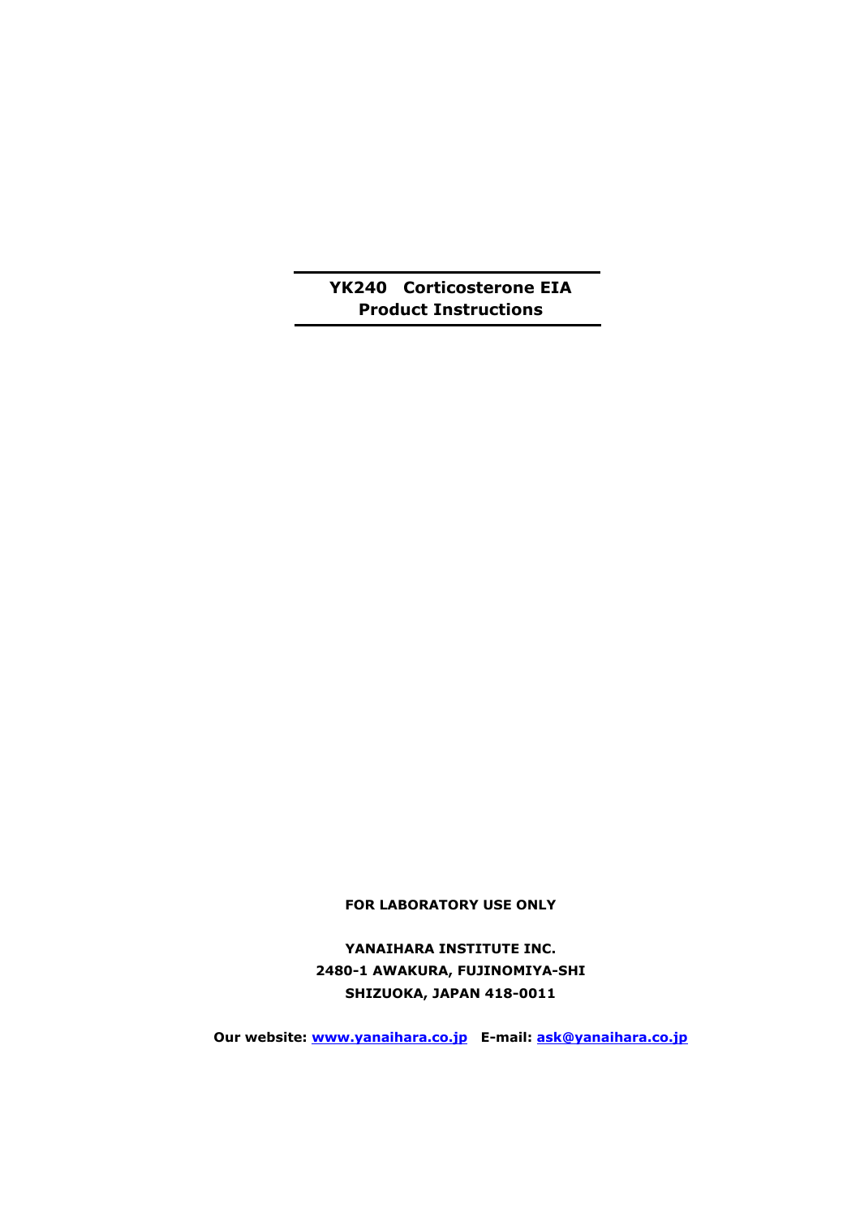# YK240 Corticosterone EIA
# Product Instructions

**FOR LABORATORY USE ONLY**

**YANAIHARA INSTITUTE INC.**
**2480-1 AWAKURA, FUJINOMIYA-SHI**
**SHIZUOKA, JAPAN 418-0011**

**Our website: www.yanaihara.co.jp   E-mail: ask@yanaihara.co.jp**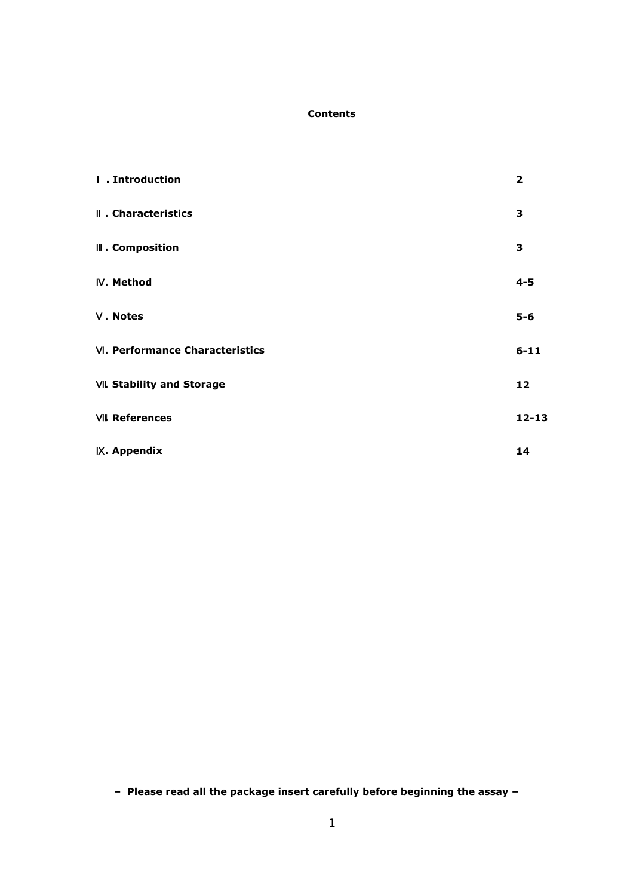**Contents**

| | |
|---|---|
| **Ⅰ. Introduction** | **2** |
| **Ⅱ. Characteristics** | **3** |
| **Ⅲ. Composition** | **3** |
| **Ⅳ. Method** | **4-5** |
| **Ⅴ. Notes** | **5-6** |
| **Ⅵ. Performance Characteristics** | **6-11** |
| **Ⅶ. Stability and Storage** | **12** |
| **Ⅷ References** | **12-13** |
| **Ⅸ. Appendix** | **14** |

**– Please read all the package insert carefully before beginning the assay –**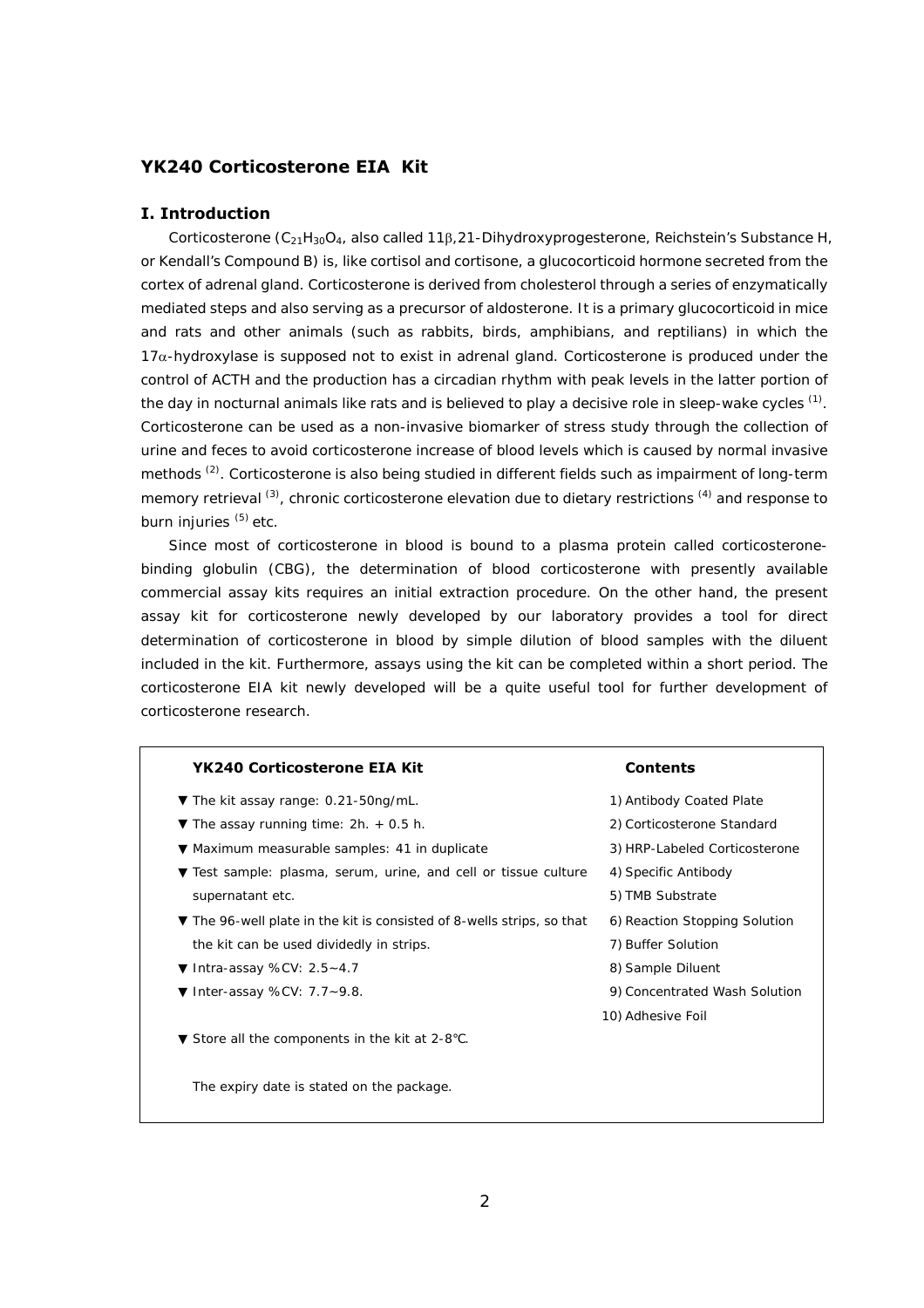## YK240 Corticosterone EIA Kit

### I. Introduction

Corticosterone ($C_{21}H_{30}O_4$, also called 11β,21-Dihydroxyprogesterone, Reichstein's Substance H, or Kendall's Compound B) is, like cortisol and cortisone, a glucocorticoid hormone secreted from the cortex of adrenal gland. Corticosterone is derived from cholesterol through a series of enzymatically mediated steps and also serving as a precursor of aldosterone. It is a primary glucocorticoid in mice and rats and other animals (such as rabbits, birds, amphibians, and reptilians) in which the 17α-hydroxylase is supposed not to exist in adrenal gland. Corticosterone is produced under the control of ACTH and the production has a circadian rhythm with peak levels in the latter portion of the day in nocturnal animals like rats and is believed to play a decisive role in sleep-wake cycles [1]. Corticosterone can be used as a non-invasive biomarker of stress study through the collection of urine and feces to avoid corticosterone increase of blood levels which is caused by normal invasive methods [2]. Corticosterone is also being studied in different fields such as impairment of long-term memory retrieval [3], chronic corticosterone elevation due to dietary restrictions [4] and response to burn injuries [5] etc.

Since most of corticosterone in blood is bound to a plasma protein called corticosterone-binding globulin (CBG), the determination of blood corticosterone with presently available commercial assay kits requires an initial extraction procedure. On the other hand, the present assay kit for corticosterone newly developed by our laboratory provides a tool for direct determination of corticosterone in blood by simple dilution of blood samples with the diluent included in the kit. Furthermore, assays using the kit can be completed within a short period. The corticosterone EIA kit newly developed will be a quite useful tool for further development of corticosterone research.

**YK240 Corticosterone EIA Kit**

- ▼ The kit assay range: 0.21-50ng/mL.
- ▼ The assay running time: 2h. + 0.5 h.
- ▼ Maximum measurable samples: 41 in duplicate
- ▼ Test sample: plasma, serum, urine, and cell or tissue culture supernatant etc.
- ▼ The 96-well plate in the kit is consisted of 8-wells strips, so that the kit can be used dividedly in strips.
- ▼ Intra-assay %CV: 2.5~4.7
- ▼ Inter-assay %CV: 7.7~9.8.
- ▼ Store all the components in the kit at 2-8℃.

The expiry date is stated on the package.

**Contents**

1) Antibody Coated Plate
2) Corticosterone Standard
3) HRP-Labeled Corticosterone
4) Specific Antibody
5) TMB Substrate
6) Reaction Stopping Solution
7) Buffer Solution
8) Sample Diluent
9) Concentrated Wash Solution
10) Adhesive Foil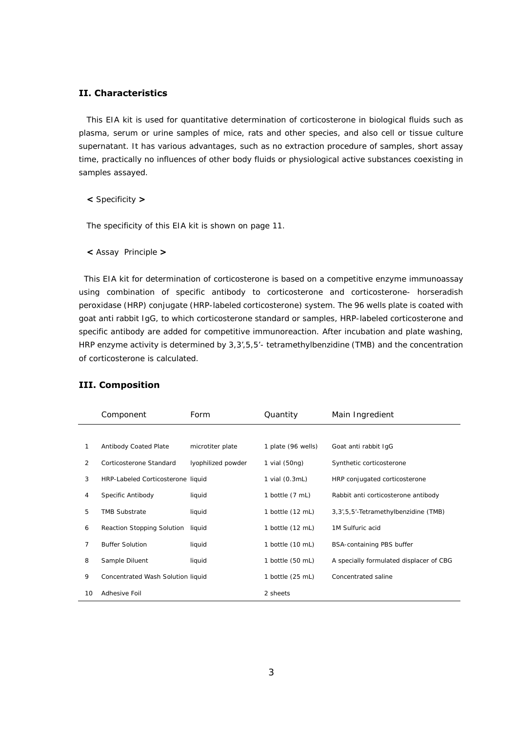## II. Characteristics

This EIA kit is used for quantitative determination of corticosterone in biological fluids such as plasma, serum or urine samples of mice, rats and other species, and also cell or tissue culture supernatant. It has various advantages, such as no extraction procedure of samples, short assay time, practically no influences of other body fluids or physiological active substances coexisting in samples assayed.

**<** Specificity **>**

The specificity of this EIA kit is shown on page 11.

**<** Assay Principle **>**

This EIA kit for determination of corticosterone is based on a competitive enzyme immunoassay using combination of specific antibody to corticosterone and corticosterone- horseradish peroxidase (HRP) conjugate (HRP-labeled corticosterone) system. The 96 wells plate is coated with goat anti rabbit IgG, to which corticosterone standard or samples, HRP-labeled corticosterone and specific antibody are added for competitive immunoreaction. After incubation and plate washing, HRP enzyme activity is determined by 3,3',5,5'- tetramethylbenzidine (TMB) and the concentration of corticosterone is calculated.

## III. Composition

| | Component | Form | Quantity | Main Ingredient |
|---|---|---|---|---|
| 1 | Antibody Coated Plate | microtiter plate | 1 plate (96 wells) | Goat anti rabbit IgG |
| 2 | Corticosterone Standard | lyophilized powder | 1 vial (50ng) | Synthetic corticosterone |
| 3 | HRP-Labeled Corticosterone | liquid | 1 vial (0.3mL) | HRP conjugated corticosterone |
| 4 | Specific Antibody | liquid | 1 bottle (7 mL) | Rabbit anti corticosterone antibody |
| 5 | TMB Substrate | liquid | 1 bottle (12 mL) | 3,3',5,5'-Tetramethylbenzidine (TMB) |
| 6 | Reaction Stopping Solution | liquid | 1 bottle (12 mL) | 1M Sulfuric acid |
| 7 | Buffer Solution | liquid | 1 bottle (10 mL) | BSA-containing PBS buffer |
| 8 | Sample Diluent | liquid | 1 bottle (50 mL) | A specially formulated displacer of CBG |
| 9 | Concentrated Wash Solution | liquid | 1 bottle (25 mL) | Concentrated saline |
| 10 | Adhesive Foil | | 2 sheets | |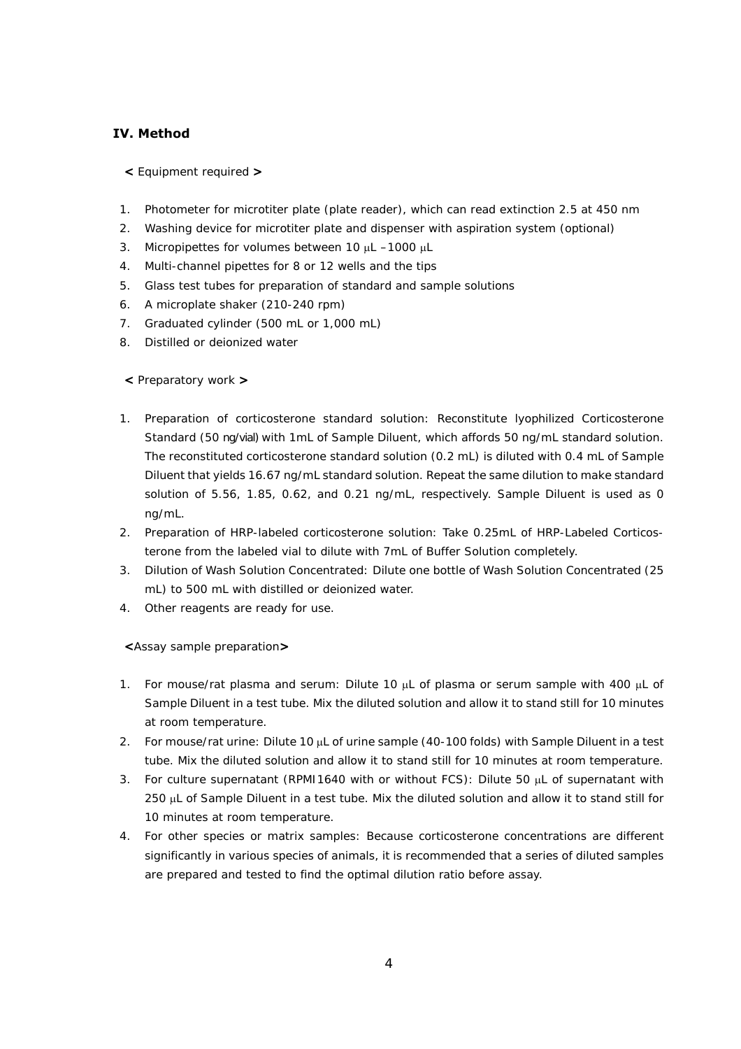## IV. Method

**<** Equipment required **>**

1. Photometer for microtiter plate (plate reader), which can read extinction 2.5 at 450 nm
2. Washing device for microtiter plate and dispenser with aspiration system (optional)
3. Micropipettes for volumes between 10 μL –1000 μL
4. Multi-channel pipettes for 8 or 12 wells and the tips
5. Glass test tubes for preparation of standard and sample solutions
6. A microplate shaker (210-240 rpm)
7. Graduated cylinder (500 mL or 1,000 mL)
8. Distilled or deionized water

**<** Preparatory work **>**

1. Preparation of corticosterone standard solution: Reconstitute lyophilized Corticosterone Standard (50 ng/vial) with 1mL of Sample Diluent, which affords 50 ng/mL standard solution. The reconstituted corticosterone standard solution (0.2 mL) is diluted with 0.4 mL of Sample Diluent that yields 16.67 ng/mL standard solution. Repeat the same dilution to make standard solution of 5.56, 1.85, 0.62, and 0.21 ng/mL, respectively. Sample Diluent is used as 0 ng/mL.
2. Preparation of HRP-labeled corticosterone solution: Take 0.25mL of HRP-Labeled Corticosterone from the labeled vial to dilute with 7mL of Buffer Solution completely.
3. Dilution of Wash Solution Concentrated: Dilute one bottle of Wash Solution Concentrated (25 mL) to 500 mL with distilled or deionized water.
4. Other reagents are ready for use.

**<**Assay sample preparation**>**

1. For mouse/rat plasma and serum: Dilute 10 μL of plasma or serum sample with 400 μL of Sample Diluent in a test tube. Mix the diluted solution and allow it to stand still for 10 minutes at room temperature.
2. For mouse/rat urine: Dilute 10 μL of urine sample (40-100 folds) with Sample Diluent in a test tube. Mix the diluted solution and allow it to stand still for 10 minutes at room temperature.
3. For culture supernatant (RPMI1640 with or without FCS): Dilute 50 μL of supernatant with 250 μL of Sample Diluent in a test tube. Mix the diluted solution and allow it to stand still for 10 minutes at room temperature.
4. For other species or matrix samples: Because corticosterone concentrations are different significantly in various species of animals, it is recommended that a series of diluted samples are prepared and tested to find the optimal dilution ratio before assay.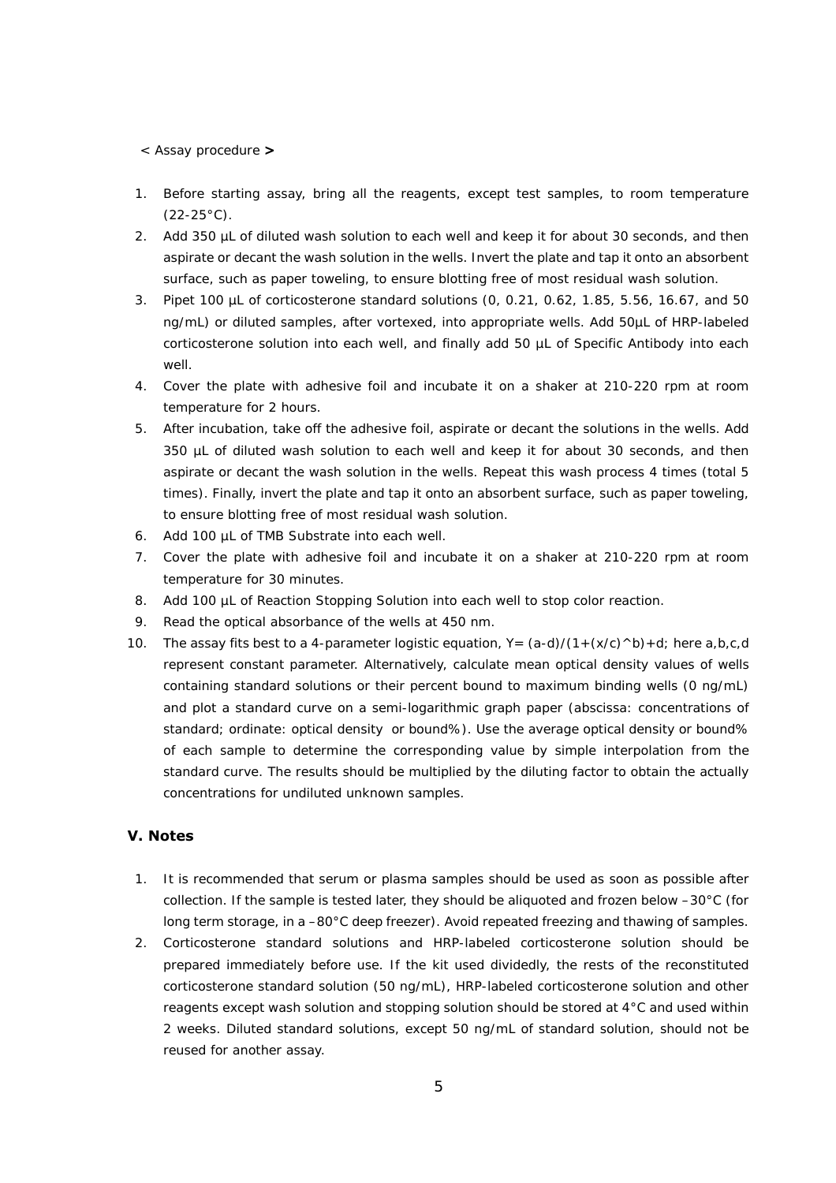< Assay procedure >

1. Before starting assay, bring all the reagents, except test samples, to room temperature (22-25°C).
2. Add 350 μL of diluted wash solution to each well and keep it for about 30 seconds, and then aspirate or decant the wash solution in the wells. Invert the plate and tap it onto an absorbent surface, such as paper toweling, to ensure blotting free of most residual wash solution.
3. Pipet 100 μL of corticosterone standard solutions (0, 0.21, 0.62, 1.85, 5.56, 16.67, and 50 ng/mL) or diluted samples, after vortexed, into appropriate wells. Add 50μL of HRP-labeled corticosterone solution into each well, and finally add 50 μL of Specific Antibody into each well.
4. Cover the plate with adhesive foil and incubate it on a shaker at 210-220 rpm at room temperature for 2 hours.
5. After incubation, take off the adhesive foil, aspirate or decant the solutions in the wells. Add 350 μL of diluted wash solution to each well and keep it for about 30 seconds, and then aspirate or decant the wash solution in the wells. Repeat this wash process 4 times (total 5 times). Finally, invert the plate and tap it onto an absorbent surface, such as paper toweling, to ensure blotting free of most residual wash solution.
6. Add 100 μL of TMB Substrate into each well.
7. Cover the plate with adhesive foil and incubate it on a shaker at 210-220 rpm at room temperature for 30 minutes.
8. Add 100 μL of Reaction Stopping Solution into each well to stop color reaction.
9. Read the optical absorbance of the wells at 450 nm.
10. The assay fits best to a 4-parameter logistic equation, $Y = (a-d)/(1+(x/c)^b)+d$; here a,b,c,d represent constant parameter. Alternatively, calculate mean optical density values of wells containing standard solutions or their percent bound to maximum binding wells (0 ng/mL) and plot a standard curve on a semi-logarithmic graph paper (abscissa: concentrations of standard; ordinate: optical density or bound%). Use the average optical density or bound% of each sample to determine the corresponding value by simple interpolation from the standard curve. The results should be multiplied by the diluting factor to obtain the actually concentrations for undiluted unknown samples.

## V. Notes

1. It is recommended that serum or plasma samples should be used as soon as possible after collection. If the sample is tested later, they should be aliquoted and frozen below –30°C (for long term storage, in a –80°C deep freezer). Avoid repeated freezing and thawing of samples.
2. Corticosterone standard solutions and HRP-labeled corticosterone solution should be prepared immediately before use. If the kit used dividedly, the rests of the reconstituted corticosterone standard solution (50 ng/mL), HRP-labeled corticosterone solution and other reagents except wash solution and stopping solution should be stored at 4°C and used within 2 weeks. Diluted standard solutions, except 50 ng/mL of standard solution, should not be reused for another assay.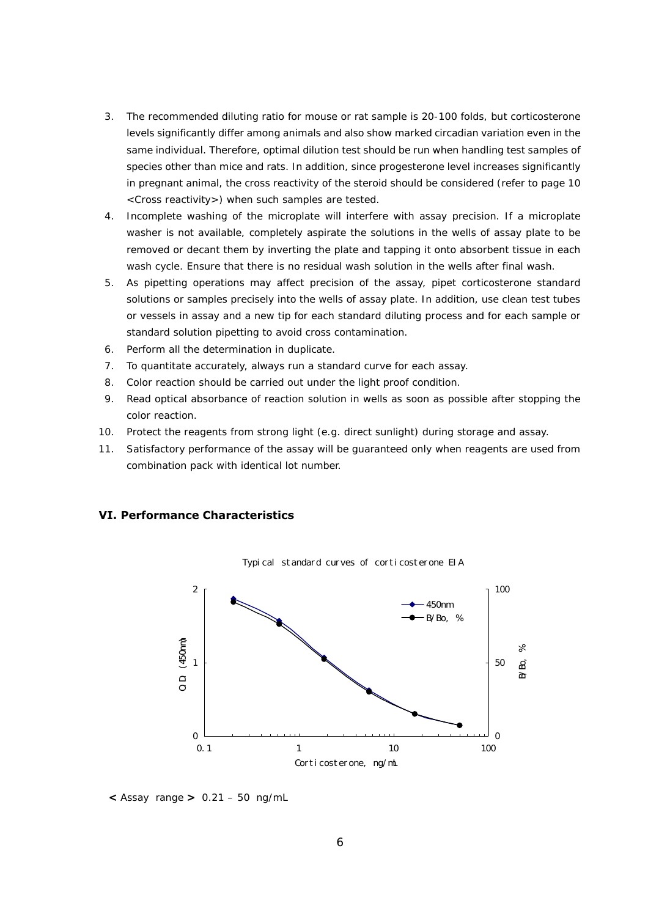3. The recommended diluting ratio for mouse or rat sample is 20-100 folds, but corticosterone levels significantly differ among animals and also show marked circadian variation even in the same individual. Therefore, optimal dilution test should be run when handling test samples of species other than mice and rats. In addition, since progesterone level increases significantly in pregnant animal, the cross reactivity of the steroid should be considered (refer to page 10 <Cross reactivity>) when such samples are tested.
4. Incomplete washing of the microplate will interfere with assay precision. If a microplate washer is not available, completely aspirate the solutions in the wells of assay plate to be removed or decant them by inverting the plate and tapping it onto absorbent tissue in each wash cycle. Ensure that there is no residual wash solution in the wells after final wash.
5. As pipetting operations may affect precision of the assay, pipet corticosterone standard solutions or samples precisely into the wells of assay plate. In addition, use clean test tubes or vessels in assay and a new tip for each standard diluting process and for each sample or standard solution pipetting to avoid cross contamination.
6. Perform all the determination in duplicate.
7. To quantitate accurately, always run a standard curve for each assay.
8. Color reaction should be carried out under the light proof condition.
9. Read optical absorbance of reaction solution in wells as soon as possible after stopping the color reaction.
10. Protect the reagents from strong light (e.g. direct sunlight) during storage and assay.
11. Satisfactory performance of the assay will be guaranteed only when reagents are used from combination pack with identical lot number.

## VI. Performance Characteristics

Typical standard curves of corticosterone EIA

**< Assay range >** 0.21 – 50 ng/mL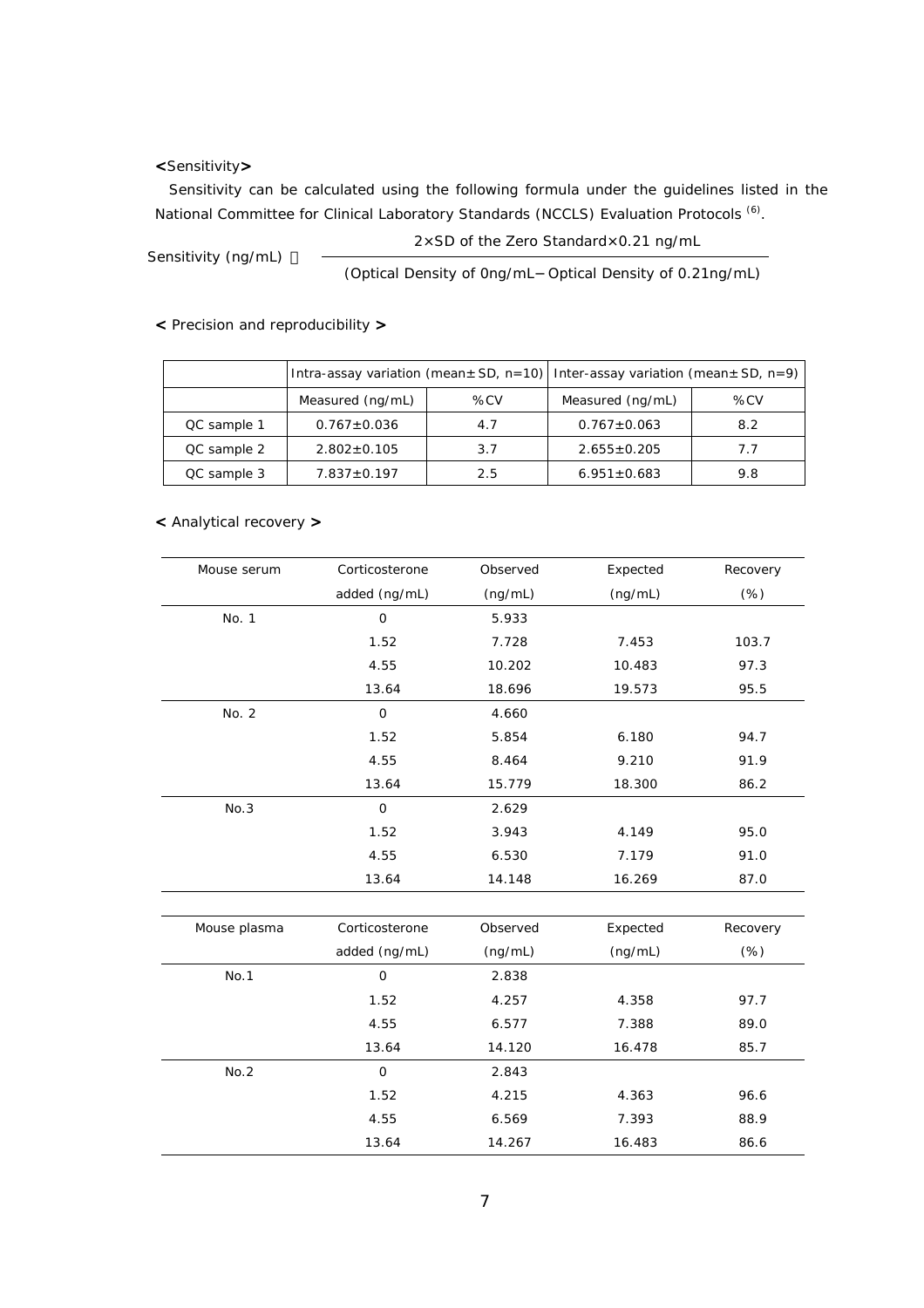**<Sensitivity>**

Sensitivity can be calculated using the following formula under the guidelines listed in the National Committee for Clinical Laboratory Standards (NCCLS) Evaluation Protocols [6].

$$\text{Sensitivity (ng/mL)} = \frac{2 \times \text{SD of the Zero Standard} \times 0.21\ \text{ng/mL}}{(\text{Optical Density of 0ng/mL} - \text{Optical Density of 0.21ng/mL})}$$

**< Precision and reproducibility >**

| | Intra-assay variation (mean± SD, n=10) | | Inter-assay variation (mean± SD, n=9) | |
|---|---|---|---|---|
| | Measured (ng/mL) | %CV | Measured (ng/mL) | %CV |
| QC sample 1 | 0.767±0.036 | 4.7 | 0.767±0.063 | 8.2 |
| QC sample 2 | 2.802±0.105 | 3.7 | 2.655±0.205 | 7.7 |
| QC sample 3 | 7.837±0.197 | 2.5 | 6.951±0.683 | 9.8 |

**< Analytical recovery >**

| Mouse serum | Corticosterone added (ng/mL) | Observed (ng/mL) | Expected (ng/mL) | Recovery (%) |
|---|---|---|---|---|
| No. 1 | 0 | 5.933 | | |
| | 1.52 | 7.728 | 7.453 | 103.7 |
| | 4.55 | 10.202 | 10.483 | 97.3 |
| | 13.64 | 18.696 | 19.573 | 95.5 |
| No. 2 | 0 | 4.660 | | |
| | 1.52 | 5.854 | 6.180 | 94.7 |
| | 4.55 | 8.464 | 9.210 | 91.9 |
| | 13.64 | 15.779 | 18.300 | 86.2 |
| No.3 | 0 | 2.629 | | |
| | 1.52 | 3.943 | 4.149 | 95.0 |
| | 4.55 | 6.530 | 7.179 | 91.0 |
| | 13.64 | 14.148 | 16.269 | 87.0 |

| Mouse plasma | Corticosterone added (ng/mL) | Observed (ng/mL) | Expected (ng/mL) | Recovery (%) |
|---|---|---|---|---|
| No.1 | 0 | 2.838 | | |
| | 1.52 | 4.257 | 4.358 | 97.7 |
| | 4.55 | 6.577 | 7.388 | 89.0 |
| | 13.64 | 14.120 | 16.478 | 85.7 |
| No.2 | 0 | 2.843 | | |
| | 1.52 | 4.215 | 4.363 | 96.6 |
| | 4.55 | 6.569 | 7.393 | 88.9 |
| | 13.64 | 14.267 | 16.483 | 86.6 |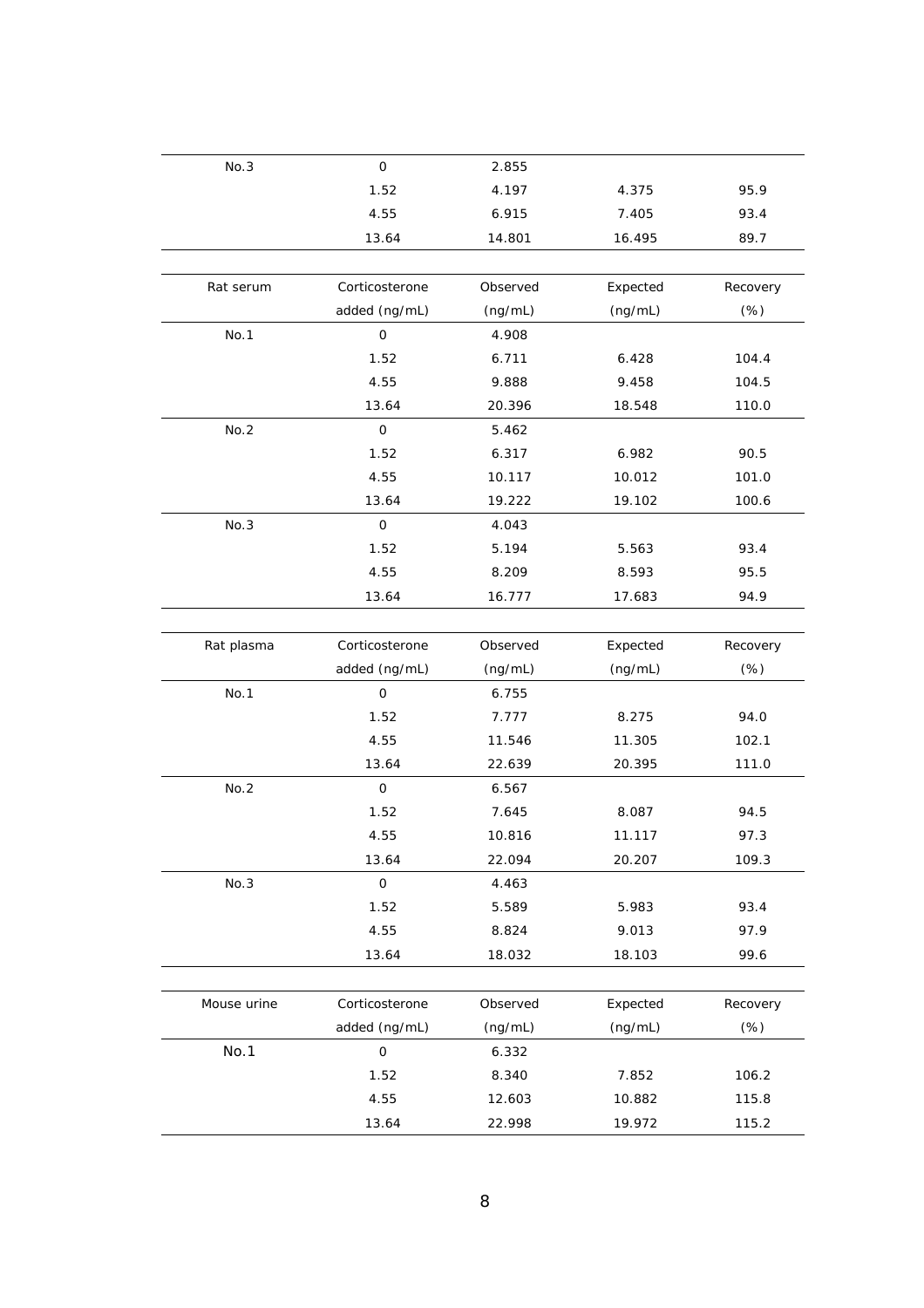| No.3 | 0 | 2.855 | | |
|---|---|---|---|---|
| | 1.52 | 4.197 | 4.375 | 95.9 |
| | 4.55 | 6.915 | 7.405 | 93.4 |
| | 13.64 | 14.801 | 16.495 | 89.7 |

| Rat serum | Corticosterone added (ng/mL) | Observed (ng/mL) | Expected (ng/mL) | Recovery (%) |
|---|---|---|---|---|
| No.1 | 0 | 4.908 | | |
| | 1.52 | 6.711 | 6.428 | 104.4 |
| | 4.55 | 9.888 | 9.458 | 104.5 |
| | 13.64 | 20.396 | 18.548 | 110.0 |
| No.2 | 0 | 5.462 | | |
| | 1.52 | 6.317 | 6.982 | 90.5 |
| | 4.55 | 10.117 | 10.012 | 101.0 |
| | 13.64 | 19.222 | 19.102 | 100.6 |
| No.3 | 0 | 4.043 | | |
| | 1.52 | 5.194 | 5.563 | 93.4 |
| | 4.55 | 8.209 | 8.593 | 95.5 |
| | 13.64 | 16.777 | 17.683 | 94.9 |

| Rat plasma | Corticosterone added (ng/mL) | Observed (ng/mL) | Expected (ng/mL) | Recovery (%) |
|---|---|---|---|---|
| No.1 | 0 | 6.755 | | |
| | 1.52 | 7.777 | 8.275 | 94.0 |
| | 4.55 | 11.546 | 11.305 | 102.1 |
| | 13.64 | 22.639 | 20.395 | 111.0 |
| No.2 | 0 | 6.567 | | |
| | 1.52 | 7.645 | 8.087 | 94.5 |
| | 4.55 | 10.816 | 11.117 | 97.3 |
| | 13.64 | 22.094 | 20.207 | 109.3 |
| No.3 | 0 | 4.463 | | |
| | 1.52 | 5.589 | 5.983 | 93.4 |
| | 4.55 | 8.824 | 9.013 | 97.9 |
| | 13.64 | 18.032 | 18.103 | 99.6 |

| Mouse urine | Corticosterone added (ng/mL) | Observed (ng/mL) | Expected (ng/mL) | Recovery (%) |
|---|---|---|---|---|
| No.1 | 0 | 6.332 | | |
| | 1.52 | 8.340 | 7.852 | 106.2 |
| | 4.55 | 12.603 | 10.882 | 115.8 |
| | 13.64 | 22.998 | 19.972 | 115.2 |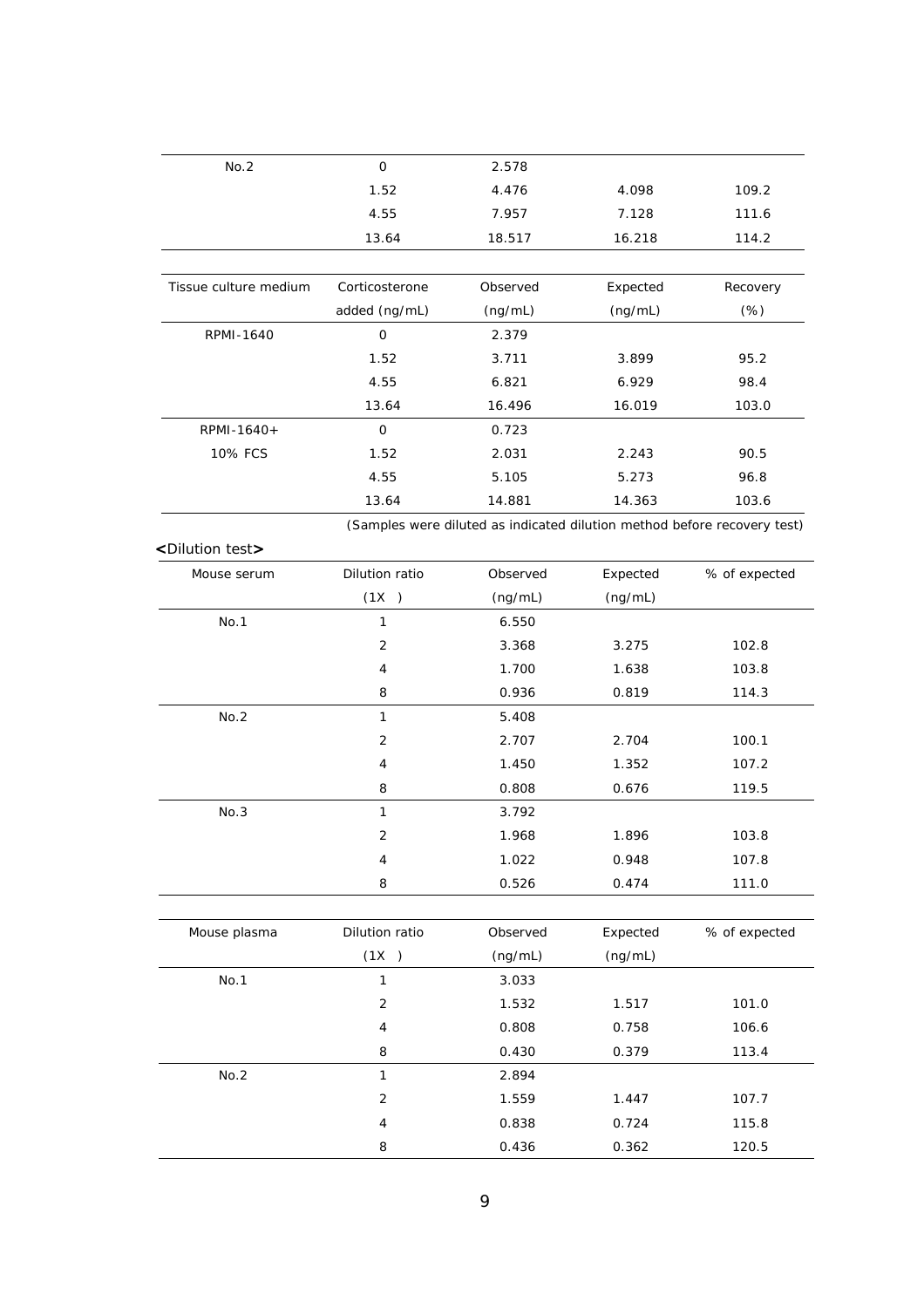| No.2 | 0 | 2.578 | | |
|---|---|---|---|---|
| | 1.52 | 4.476 | 4.098 | 109.2 |
| | 4.55 | 7.957 | 7.128 | 111.6 |
| | 13.64 | 18.517 | 16.218 | 114.2 |

| Tissue culture medium | Corticosterone added (ng/mL) | Observed (ng/mL) | Expected (ng/mL) | Recovery (%) |
|---|---|---|---|---|
| RPMI-1640 | 0 | 2.379 | | |
| | 1.52 | 3.711 | 3.899 | 95.2 |
| | 4.55 | 6.821 | 6.929 | 98.4 |
| | 13.64 | 16.496 | 16.019 | 103.0 |
| RPMI-1640+ 10% FCS | 0 | 0.723 | | |
| | 1.52 | 2.031 | 2.243 | 90.5 |
| | 4.55 | 5.105 | 5.273 | 96.8 |
| | 13.64 | 14.881 | 14.363 | 103.6 |

(Samples were diluted as indicated dilution method before recovery test)

**<Dilution test>**

| Mouse serum | Dilution ratio (1X ) | Observed (ng/mL) | Expected (ng/mL) | % of expected |
|---|---|---|---|---|
| No.1 | 1 | 6.550 | | |
| | 2 | 3.368 | 3.275 | 102.8 |
| | 4 | 1.700 | 1.638 | 103.8 |
| | 8 | 0.936 | 0.819 | 114.3 |
| No.2 | 1 | 5.408 | | |
| | 2 | 2.707 | 2.704 | 100.1 |
| | 4 | 1.450 | 1.352 | 107.2 |
| | 8 | 0.808 | 0.676 | 119.5 |
| No.3 | 1 | 3.792 | | |
| | 2 | 1.968 | 1.896 | 103.8 |
| | 4 | 1.022 | 0.948 | 107.8 |
| | 8 | 0.526 | 0.474 | 111.0 |

| Mouse plasma | Dilution ratio (1X ) | Observed (ng/mL) | Expected (ng/mL) | % of expected |
|---|---|---|---|---|
| No.1 | 1 | 3.033 | | |
| | 2 | 1.532 | 1.517 | 101.0 |
| | 4 | 0.808 | 0.758 | 106.6 |
| | 8 | 0.430 | 0.379 | 113.4 |
| No.2 | 1 | 2.894 | | |
| | 2 | 1.559 | 1.447 | 107.7 |
| | 4 | 0.838 | 0.724 | 115.8 |
| | 8 | 0.436 | 0.362 | 120.5 |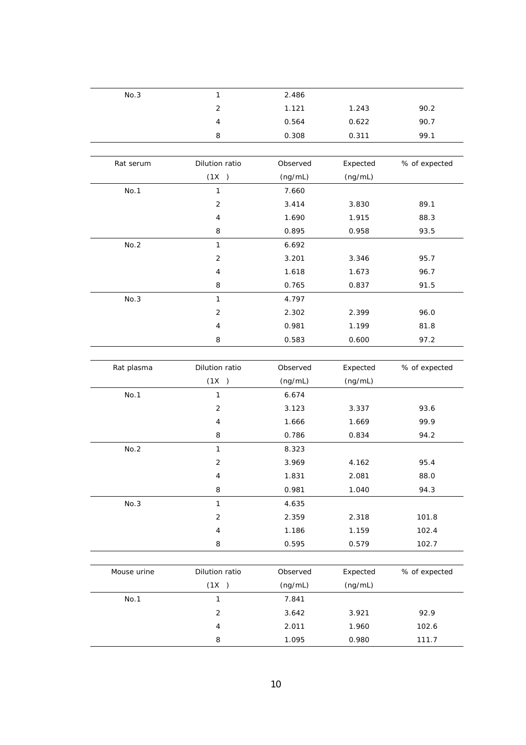| No.3 | 1 | 2.486 | | |
|---|---|---|---|---|
| | 2 | 1.121 | 1.243 | 90.2 |
| | 4 | 0.564 | 0.622 | 90.7 |
| | 8 | 0.308 | 0.311 | 99.1 |

| Rat serum | Dilution ratio (1X ) | Observed (ng/mL) | Expected (ng/mL) | % of expected |
|---|---|---|---|---|
| No.1 | 1 | 7.660 | | |
| | 2 | 3.414 | 3.830 | 89.1 |
| | 4 | 1.690 | 1.915 | 88.3 |
| | 8 | 0.895 | 0.958 | 93.5 |
| No.2 | 1 | 6.692 | | |
| | 2 | 3.201 | 3.346 | 95.7 |
| | 4 | 1.618 | 1.673 | 96.7 |
| | 8 | 0.765 | 0.837 | 91.5 |
| No.3 | 1 | 4.797 | | |
| | 2 | 2.302 | 2.399 | 96.0 |
| | 4 | 0.981 | 1.199 | 81.8 |
| | 8 | 0.583 | 0.600 | 97.2 |

| Rat plasma | Dilution ratio (1X ) | Observed (ng/mL) | Expected (ng/mL) | % of expected |
|---|---|---|---|---|
| No.1 | 1 | 6.674 | | |
| | 2 | 3.123 | 3.337 | 93.6 |
| | 4 | 1.666 | 1.669 | 99.9 |
| | 8 | 0.786 | 0.834 | 94.2 |
| No.2 | 1 | 8.323 | | |
| | 2 | 3.969 | 4.162 | 95.4 |
| | 4 | 1.831 | 2.081 | 88.0 |
| | 8 | 0.981 | 1.040 | 94.3 |
| No.3 | 1 | 4.635 | | |
| | 2 | 2.359 | 2.318 | 101.8 |
| | 4 | 1.186 | 1.159 | 102.4 |
| | 8 | 0.595 | 0.579 | 102.7 |

| Mouse urine | Dilution ratio (1X ) | Observed (ng/mL) | Expected (ng/mL) | % of expected |
|---|---|---|---|---|
| No.1 | 1 | 7.841 | | |
| | 2 | 3.642 | 3.921 | 92.9 |
| | 4 | 2.011 | 1.960 | 102.6 |
| | 8 | 1.095 | 0.980 | 111.7 |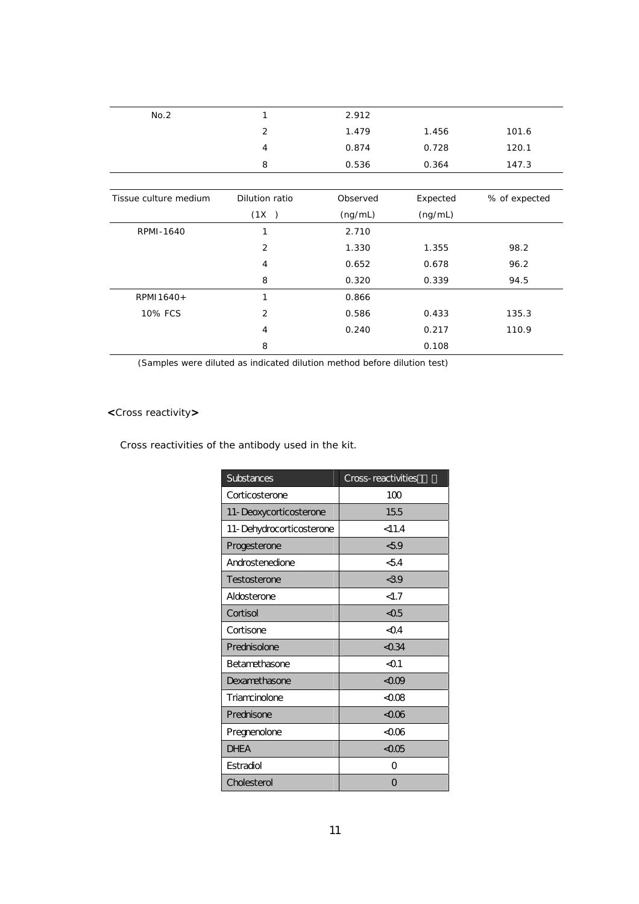| | | | | |
|---|---|---|---|---|
| No.2 | 1 | 2.912 | | |
| | 2 | 1.479 | 1.456 | 101.6 |
| | 4 | 0.874 | 0.728 | 120.1 |
| | 8 | 0.536 | 0.364 | 147.3 |

| Tissue culture medium | Dilution ratio (1X ) | Observed (ng/mL) | Expected (ng/mL) | % of expected |
|---|---|---|---|---|
| RPMI-1640 | 1 | 2.710 | | |
| | 2 | 1.330 | 1.355 | 98.2 |
| | 4 | 0.652 | 0.678 | 96.2 |
| | 8 | 0.320 | 0.339 | 94.5 |
| RPMI1640+ 10% FCS | 1 | 0.866 | | |
| | 2 | 0.586 | 0.433 | 135.3 |
| | 4 | 0.240 | 0.217 | 110.9 |
| | 8 | | 0.108 | |

(Samples were diluted as indicated dilution method before dilution test)

**<**Cross reactivity**>**

Cross reactivities of the antibody used in the kit.

| Substances | Cross-reactivities |
|---|---|
| Corticosterone | 100 |
| 11-Deoxycorticosterone | 15.5 |
| 11-Dehydrocorticosterone | <11.4 |
| Progesterone | <5.9 |
| Androstenedione | <5.4 |
| Testosterone | <3.9 |
| Aldosterone | <1.7 |
| Cortisol | <0.5 |
| Cortisone | <0.4 |
| Prednisolone | <0.34 |
| Betamethasone | <0.1 |
| Dexamethasone | <0.09 |
| Triamcinolone | <0.08 |
| Prednisone | <0.06 |
| Pregnenolone | <0.06 |
| DHEA | <0.05 |
| Estradiol | 0 |
| Cholesterol | 0 |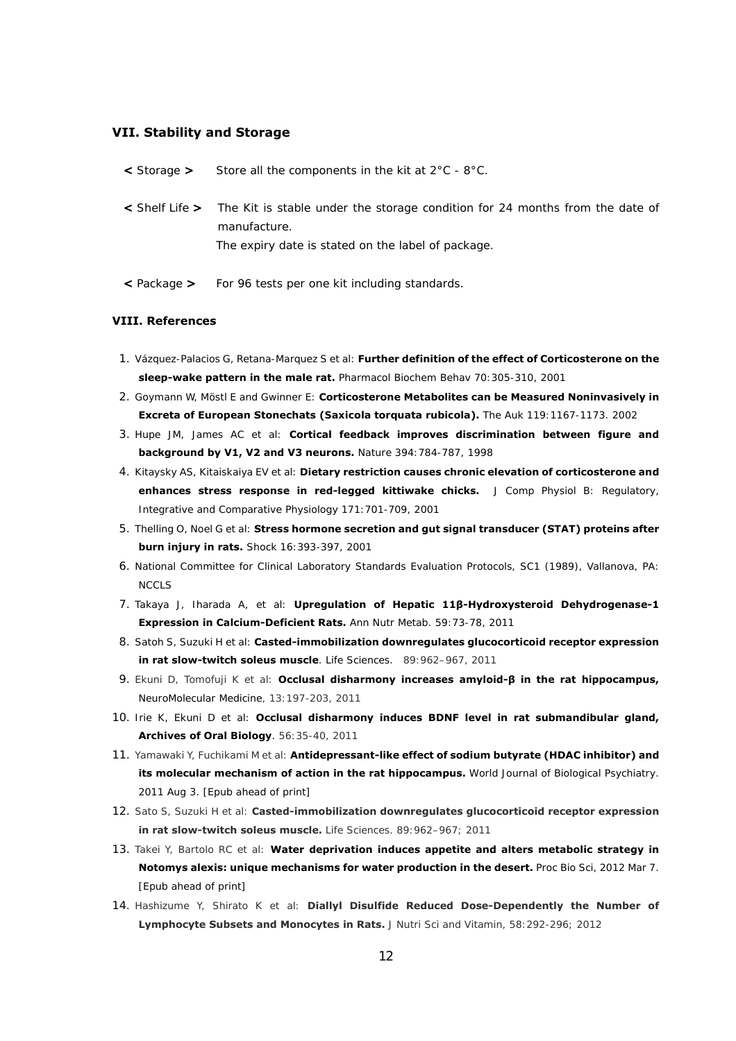## VII. Stability and Storage

< Storage > Store all the components in the kit at 2°C - 8°C.

< Shelf Life > The Kit is stable under the storage condition for 24 months from the date of manufacture.
The expiry date is stated on the label of package.

< Package > For 96 tests per one kit including standards.

## VIII. References

1. Vázquez-Palacios G, Retana-Marquez S et al: **Further definition of the effect of Corticosterone on the sleep-wake pattern in the male rat.** Pharmacol Biochem Behav 70:305-310, 2001
2. Goymann W, Möstl E and Gwinner E: **Corticosterone Metabolites can be Measured Noninvasively in Excreta of European Stonechats (Saxicola torquata rubicola).** The Auk 119:1167-1173. 2002
3. Hupe JM, James AC et al: **Cortical feedback improves discrimination between figure and background by V1, V2 and V3 neurons.** Nature 394:784-787, 1998
4. Kitaysky AS, Kitaiskaiya EV et al: **Dietary restriction causes chronic elevation of corticosterone and enhances stress response in red-legged kittiwake chicks.** J Comp Physiol B: Regulatory, Integrative and Comparative Physiology 171:701-709, 2001
5. Thelling O, Noel G et al: **Stress hormone secretion and gut signal transducer (STAT) proteins after burn injury in rats.** Shock 16:393-397, 2001
6. National Committee for Clinical Laboratory Standards Evaluation Protocols, SC1 (1989), Vallanova, PA: NCCLS
7. Takaya J, Iharada A, et al: **Upregulation of Hepatic 11β-Hydroxysteroid Dehydrogenase-1 Expression in Calcium-Deficient Rats.** Ann Nutr Metab. 59:73-78, 2011
8. Satoh S, Suzuki H et al: **Casted-immobilization downregulates glucocorticoid receptor expression in rat slow-twitch soleus muscle**. Life Sciences. 89:962–967, 2011
9. Ekuni D, Tomofuji K et al: **Occlusal disharmony increases amyloid-β in the rat hippocampus,** NeuroMolecular Medicine, 13:197-203, 2011
10. Irie K, Ekuni D et al: **Occlusal disharmony induces BDNF level in rat submandibular gland, Archives of Oral Biology**. 56:35-40, 2011
11. Yamawaki Y, Fuchikami M et al: **Antidepressant-like effect of sodium butyrate (HDAC inhibitor) and its molecular mechanism of action in the rat hippocampus.** World Journal of Biological Psychiatry. 2011 Aug 3. [Epub ahead of print]
12. Sato S, Suzuki H et al: **Casted-immobilization downregulates glucocorticoid receptor expression in rat slow-twitch soleus muscle.** Life Sciences. 89:962–967; 2011
13. Takei Y, Bartolo RC et al: **Water deprivation induces appetite and alters metabolic strategy in Notomys alexis: unique mechanisms for water production in the desert.** Proc Bio Sci, 2012 Mar 7. [Epub ahead of print]
14. Hashizume Y, Shirato K et al: **Diallyl Disulfide Reduced Dose-Dependently the Number of Lymphocyte Subsets and Monocytes in Rats.** J Nutri Sci and Vitamin, 58:292-296; 2012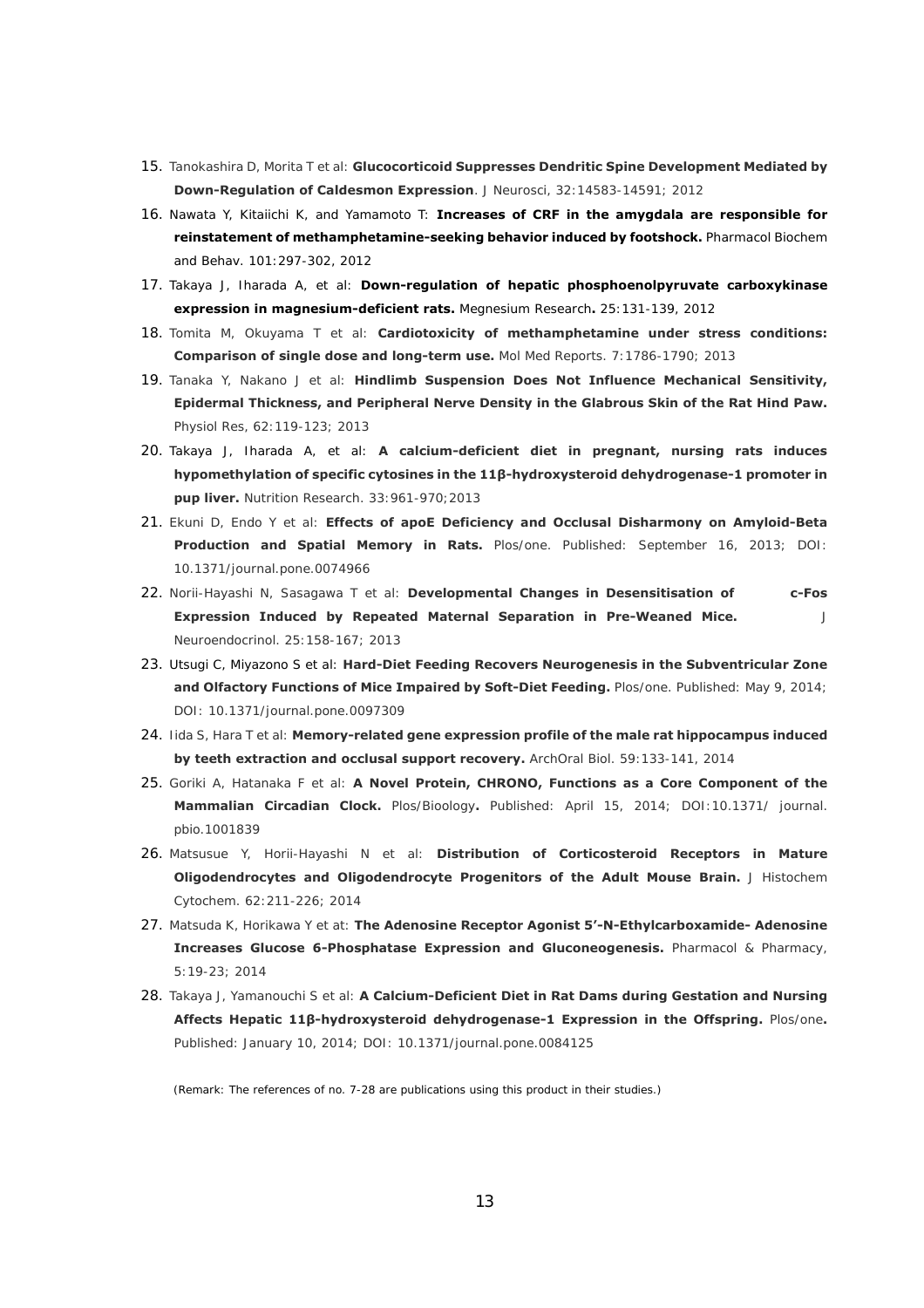15. Tanokashira D, Morita T et al: **Glucocorticoid Suppresses Dendritic Spine Development Mediated by Down-Regulation of Caldesmon Expression**. J Neurosci, 32:14583-14591; 2012
16. Nawata Y, Kitaiichi K, and Yamamoto T: **Increases of CRF in the amygdala are responsible for reinstatement of methamphetamine-seeking behavior induced by footshock.** Pharmacol Biochem and Behav. 101:297-302, 2012
17. Takaya J, Iharada A, et al: **Down-regulation of hepatic phosphoenolpyruvate carboxykinase expression in magnesium-deficient rats.** Megnesium Research**.** 25:131-139, 2012
18. Tomita M, Okuyama T et al: **Cardiotoxicity of methamphetamine under stress conditions: Comparison of single dose and long-term use.** Mol Med Reports. 7:1786-1790; 2013
19. Tanaka Y, Nakano J et al: **Hindlimb Suspension Does Not Influence Mechanical Sensitivity, Epidermal Thickness, and Peripheral Nerve Density in the Glabrous Skin of the Rat Hind Paw.** Physiol Res, 62:119-123; 2013
20. Takaya J, Iharada A, et al: **A calcium-deficient diet in pregnant, nursing rats induces hypomethylation of specific cytosines in the 11β-hydroxysteroid dehydrogenase-1 promoter in pup liver.** Nutrition Research. 33:961-970;2013
21. Ekuni D, Endo Y et al: **Effects of apoE Deficiency and Occlusal Disharmony on Amyloid-Beta Production and Spatial Memory in Rats.** Plos/one. Published: September 16, 2013; DOI: 10.1371/journal.pone.0074966
22. Norii-Hayashi N, Sasagawa T et al: **Developmental Changes in Desensitisation of c-Fos Expression Induced by Repeated Maternal Separation in Pre-Weaned Mice.** J Neuroendocrinol. 25:158-167; 2013
23. Utsugi C, Miyazono S et al: **Hard-Diet Feeding Recovers Neurogenesis in the Subventricular Zone and Olfactory Functions of Mice Impaired by Soft-Diet Feeding.** Plos/one. Published: May 9, 2014; DOI: 10.1371/journal.pone.0097309
24. Iida S, Hara T et al: **Memory-related gene expression profile of the male rat hippocampus induced by teeth extraction and occlusal support recovery.** ArchOral Biol. 59:133-141, 2014
25. Goriki A, Hatanaka F et al: **A Novel Protein, CHRONO, Functions as a Core Component of the Mammalian Circadian Clock.** Plos/Bioology**.** Published: April 15, 2014; DOI:10.1371/ journal. pbio.1001839
26. Matsusue Y, Horii-Hayashi N et al: **Distribution of Corticosteroid Receptors in Mature Oligodendrocytes and Oligodendrocyte Progenitors of the Adult Mouse Brain.** J Histochem Cytochem. 62:211-226; 2014
27. Matsuda K, Horikawa Y et at: **The Adenosine Receptor Agonist 5′-N-Ethylcarboxamide- Adenosine Increases Glucose 6-Phosphatase Expression and Gluconeogenesis.** Pharmacol & Pharmacy, 5:19-23; 2014
28. Takaya J, Yamanouchi S et al: **A Calcium-Deficient Diet in Rat Dams during Gestation and Nursing Affects Hepatic 11β-hydroxysteroid dehydrogenase-1 Expression in the Offspring.** Plos/one**.** Published: January 10, 2014; DOI: 10.1371/journal.pone.0084125

(Remark: The references of no. 7-28 are publications using this product in their studies.)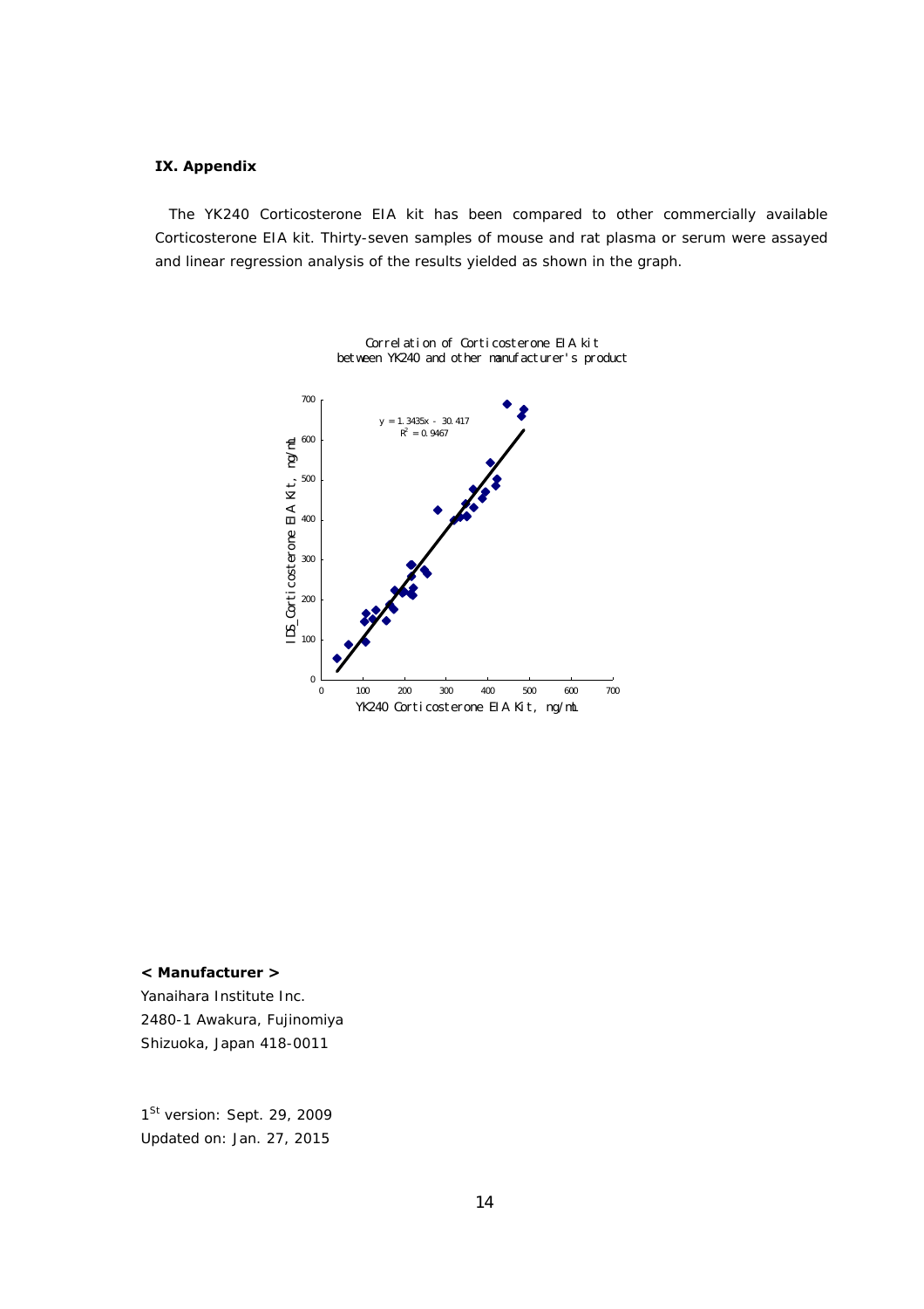## IX. Appendix

The YK240 Corticosterone EIA kit has been compared to other commercially available Corticosterone EIA kit. Thirty-seven samples of mouse and rat plasma or serum were assayed and linear regression analysis of the results yielded as shown in the graph.

Correlation of Corticosterone EIA kit
between YK240 and other manufacturer's product

$y = 1.3435x - 30.417$
$R^2 = 0.9467$

IDS_Corticosterone EIA Kit, ng/mL

YK240 Corticosterone EIA Kit, ng/mL

0
100
200
300
400
500
600
700

**< Manufacturer >**

Yanaihara Institute Inc.
2480-1 Awakura, Fujinomiya
Shizuoka, Japan 418-0011

1St version: Sept. 29, 2009
Updated on: Jan. 27, 2015